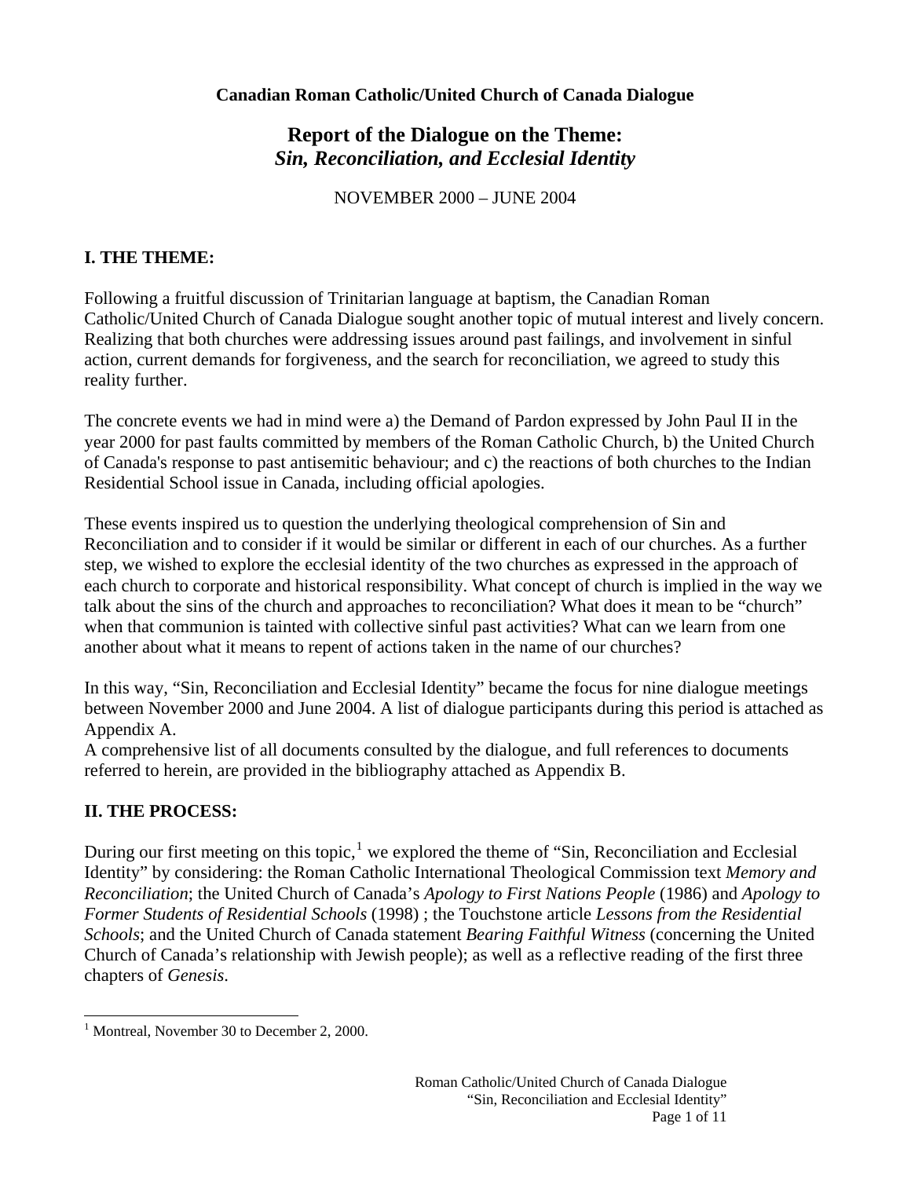**Canadian Roman Catholic/United Church of Canada Dialogue**

# Report of the Dialogue on the Theme: *Sin, Reconciliation, and Ecclesial Identity*

NOVEMBER 2000 – JUNE 2004

## I. THE THEME:

Following a fruitful discussion of Trinitarian language at baptism, the Canadian Roman Catholic/United Church of Canada Dialogue sought another topic of mutual interest and lively concern. Realizing that both churches were addressing issues around past failings, and involvement in sinful action, current demands for forgiveness, and the search for reconciliation, we agreed to study this reality further.

The concrete events we had in mind were a) the Demand of Pardon expressed by John Paul II in the year 2000 for past faults committed by members of the Roman Catholic Church, b) the United Church of Canada's response to past antisemitic behaviour; and c) the reactions of both churches to the Indian Residential School issue in Canada, including official apologies.

These events inspired us to question the underlying theological comprehension of Sin and Reconciliation and to consider if it would be similar or different in each of our churches. As a further step, we wished to explore the ecclesial identity of the two churches as expressed in the approach of each church to corporate and historical responsibility. What concept of church is implied in the way we talk about the sins of the church and approaches to reconciliation? What does it mean to be "church" when that communion is tainted with collective sinful past activities? What can we learn from one another about what it means to repent of actions taken in the name of our churches?

In this way, "Sin, Reconciliation and Ecclesial Identity" became the focus for nine dialogue meetings between November 2000 and June 2004. A list of dialogue participants during this period is attached as Appendix A.
A comprehensive list of all documents consulted by the dialogue, and full references to documents referred to herein, are provided in the bibliography attached as Appendix B.

## II. THE PROCESS:

During our first meeting on this topic,[1] we explored the theme of "Sin, Reconciliation and Ecclesial Identity" by considering: the Roman Catholic International Theological Commission text *Memory and Reconciliation*; the United Church of Canada's *Apology to First Nations People* (1986) and *Apology to Former Students of Residential Schools* (1998) ; the Touchstone article *Lessons from the Residential Schools*; and the United Church of Canada statement *Bearing Faithful Witness* (concerning the United Church of Canada's relationship with Jewish people); as well as a reflective reading of the first three chapters of *Genesis*.

[1] Montreal, November 30 to December 2, 2000.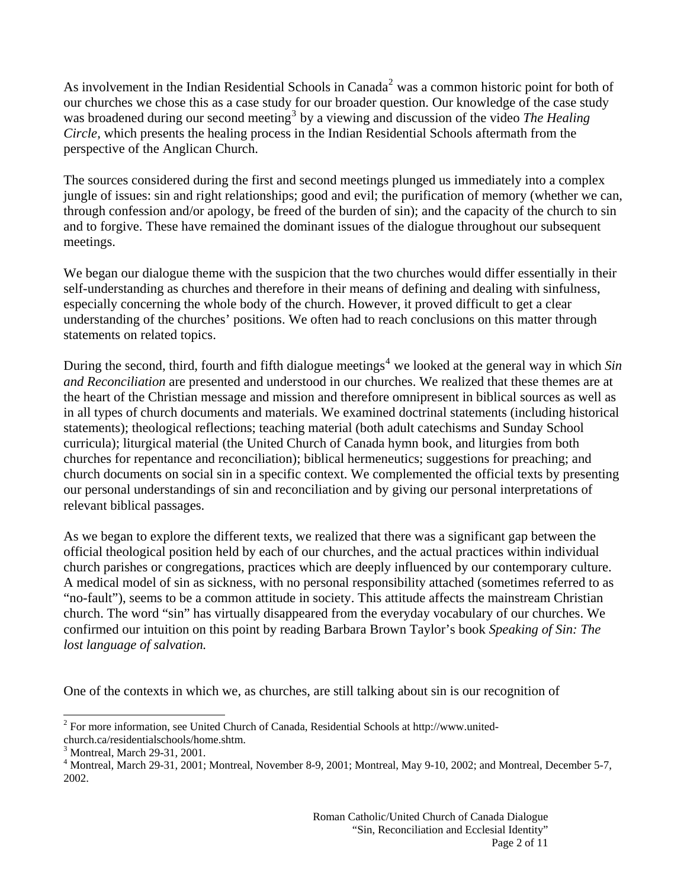As involvement in the Indian Residential Schools in Canada[2] was a common historic point for both of our churches we chose this as a case study for our broader question. Our knowledge of the case study was broadened during our second meeting[3] by a viewing and discussion of the video *The Healing Circle,* which presents the healing process in the Indian Residential Schools aftermath from the perspective of the Anglican Church.

The sources considered during the first and second meetings plunged us immediately into a complex jungle of issues: sin and right relationships; good and evil; the purification of memory (whether we can, through confession and/or apology, be freed of the burden of sin); and the capacity of the church to sin and to forgive. These have remained the dominant issues of the dialogue throughout our subsequent meetings.

We began our dialogue theme with the suspicion that the two churches would differ essentially in their self-understanding as churches and therefore in their means of defining and dealing with sinfulness, especially concerning the whole body of the church. However, it proved difficult to get a clear understanding of the churches' positions. We often had to reach conclusions on this matter through statements on related topics.

During the second, third, fourth and fifth dialogue meetings[4] we looked at the general way in which *Sin and Reconciliation* are presented and understood in our churches. We realized that these themes are at the heart of the Christian message and mission and therefore omnipresent in biblical sources as well as in all types of church documents and materials. We examined doctrinal statements (including historical statements); theological reflections; teaching material (both adult catechisms and Sunday School curricula); liturgical material (the United Church of Canada hymn book, and liturgies from both churches for repentance and reconciliation); biblical hermeneutics; suggestions for preaching; and church documents on social sin in a specific context. We complemented the official texts by presenting our personal understandings of sin and reconciliation and by giving our personal interpretations of relevant biblical passages.

As we began to explore the different texts, we realized that there was a significant gap between the official theological position held by each of our churches, and the actual practices within individual church parishes or congregations, practices which are deeply influenced by our contemporary culture. A medical model of sin as sickness, with no personal responsibility attached (sometimes referred to as "no-fault"), seems to be a common attitude in society. This attitude affects the mainstream Christian church. The word "sin" has virtually disappeared from the everyday vocabulary of our churches. We confirmed our intuition on this point by reading Barbara Brown Taylor's book *Speaking of Sin: The lost language of salvation.*

One of the contexts in which we, as churches, are still talking about sin is our recognition of

---

[2] For more information, see United Church of Canada, Residential Schools at http://www.united-church.ca/residentialschools/home.shtm.

[3] Montreal, March 29-31, 2001.

[4] Montreal, March 29-31, 2001; Montreal, November 8-9, 2001; Montreal, May 9-10, 2002; and Montreal, December 5-7, 2002.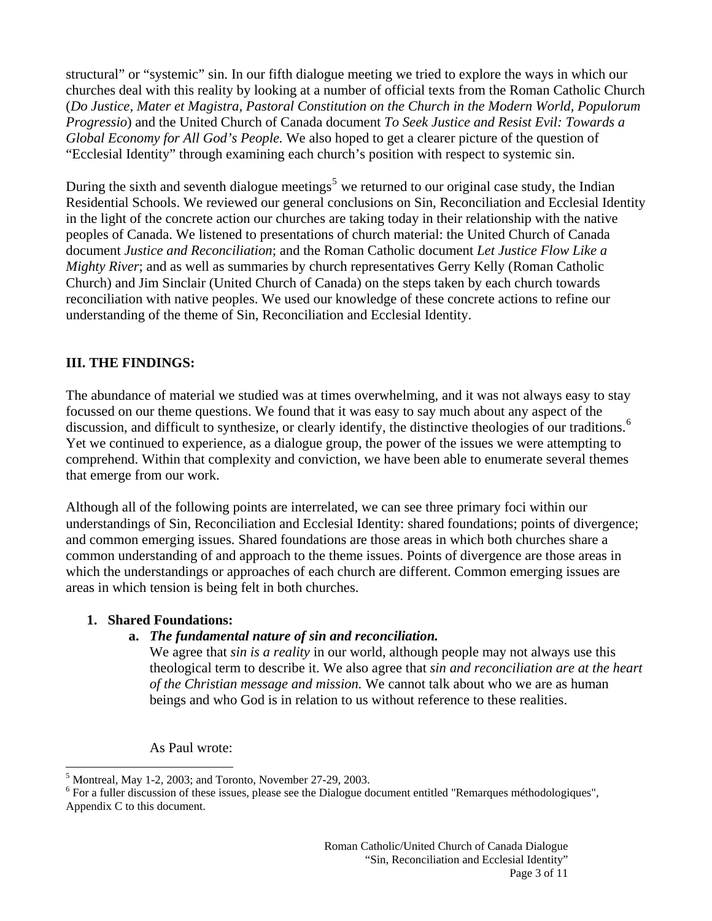structural" or "systemic" sin. In our fifth dialogue meeting we tried to explore the ways in which our churches deal with this reality by looking at a number of official texts from the Roman Catholic Church (*Do Justice, Mater et Magistra, Pastoral Constitution on the Church in the Modern World, Populorum Progressio*) and the United Church of Canada document *To Seek Justice and Resist Evil: Towards a Global Economy for All God's People.* We also hoped to get a clearer picture of the question of "Ecclesial Identity" through examining each church's position with respect to systemic sin.

During the sixth and seventh dialogue meetings[5] we returned to our original case study, the Indian Residential Schools. We reviewed our general conclusions on Sin, Reconciliation and Ecclesial Identity in the light of the concrete action our churches are taking today in their relationship with the native peoples of Canada. We listened to presentations of church material: the United Church of Canada document *Justice and Reconciliation*; and the Roman Catholic document *Let Justice Flow Like a Mighty River*; and as well as summaries by church representatives Gerry Kelly (Roman Catholic Church) and Jim Sinclair (United Church of Canada) on the steps taken by each church towards reconciliation with native peoples. We used our knowledge of these concrete actions to refine our understanding of the theme of Sin, Reconciliation and Ecclesial Identity.

## III. THE FINDINGS:

The abundance of material we studied was at times overwhelming, and it was not always easy to stay focussed on our theme questions. We found that it was easy to say much about any aspect of the discussion, and difficult to synthesize, or clearly identify, the distinctive theologies of our traditions.[6] Yet we continued to experience, as a dialogue group, the power of the issues we were attempting to comprehend. Within that complexity and conviction, we have been able to enumerate several themes that emerge from our work.

Although all of the following points are interrelated, we can see three primary foci within our understandings of Sin, Reconciliation and Ecclesial Identity: shared foundations; points of divergence; and common emerging issues. Shared foundations are those areas in which both churches share a common understanding of and approach to the theme issues. Points of divergence are those areas in which the understandings or approaches of each church are different. Common emerging issues are areas in which tension is being felt in both churches.

1. **Shared Foundations:**
   a. ***The fundamental nature of sin and reconciliation.***
      We agree that *sin is a reality* in our world, although people may not always use this theological term to describe it. We also agree that *sin and reconciliation are at the heart of the Christian message and mission.* We cannot talk about who we are as human beings and who God is in relation to us without reference to these realities.

      As Paul wrote:

---

[5] Montreal, May 1-2, 2003; and Toronto, November 27-29, 2003.

[6] For a fuller discussion of these issues, please see the Dialogue document entitled "Remarques méthodologiques", Appendix C to this document.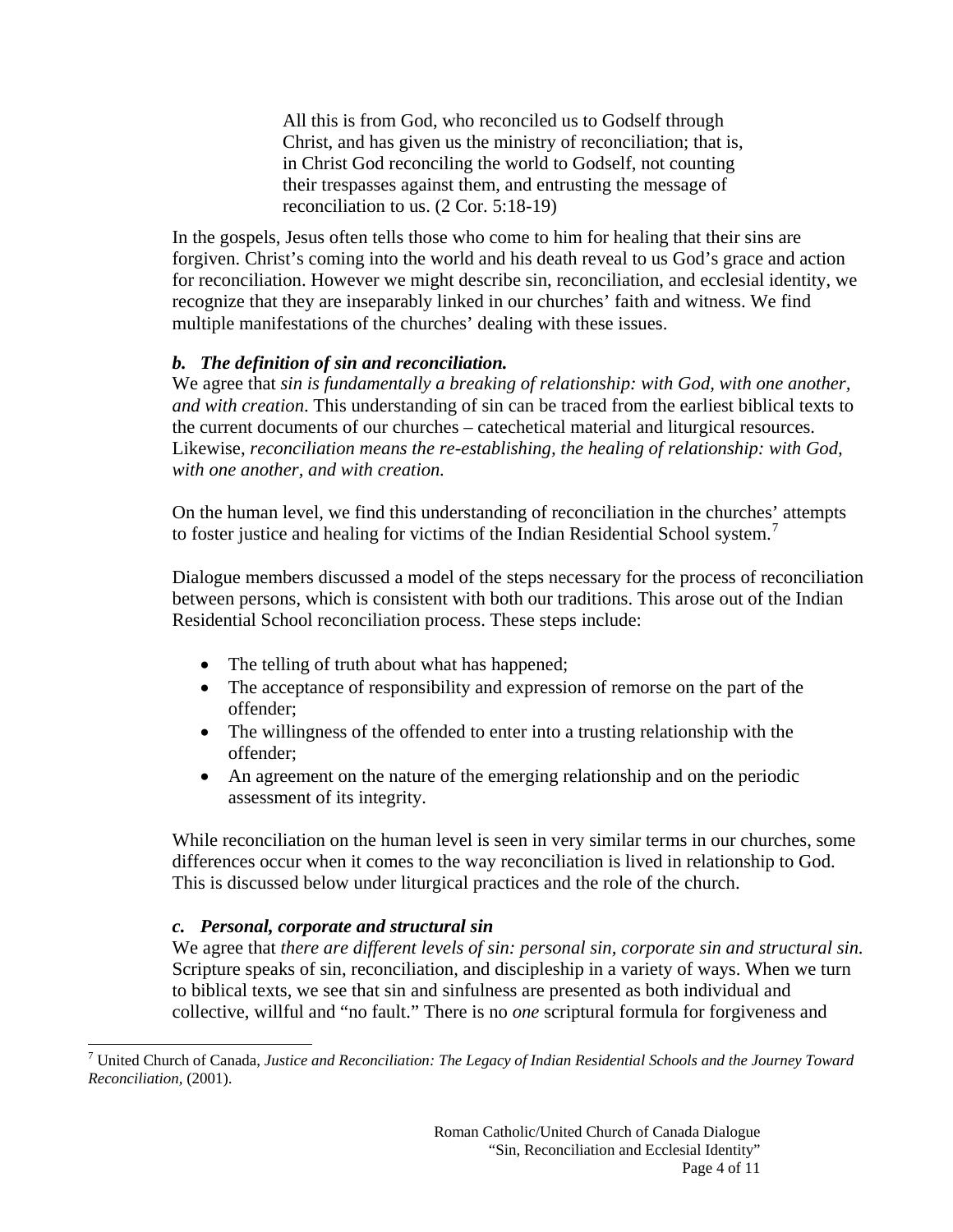> All this is from God, who reconciled us to Godself through Christ, and has given us the ministry of reconciliation; that is, in Christ God reconciling the world to Godself, not counting their trespasses against them, and entrusting the message of reconciliation to us. (2 Cor. 5:18-19)

In the gospels, Jesus often tells those who come to him for healing that their sins are forgiven. Christ's coming into the world and his death reveal to us God's grace and action for reconciliation. However we might describe sin, reconciliation, and ecclesial identity, we recognize that they are inseparably linked in our churches' faith and witness. We find multiple manifestations of the churches' dealing with these issues.

### *b. The definition of sin and reconciliation.*

We agree that *sin is fundamentally a breaking of relationship: with God, with one another, and with creation*. This understanding of sin can be traced from the earliest biblical texts to the current documents of our churches – catechetical material and liturgical resources. Likewise, *reconciliation means the re-establishing, the healing of relationship: with God, with one another, and with creation.*

On the human level, we find this understanding of reconciliation in the churches' attempts to foster justice and healing for victims of the Indian Residential School system.[7]

Dialogue members discussed a model of the steps necessary for the process of reconciliation between persons, which is consistent with both our traditions. This arose out of the Indian Residential School reconciliation process. These steps include:

- The telling of truth about what has happened;
- The acceptance of responsibility and expression of remorse on the part of the offender;
- The willingness of the offended to enter into a trusting relationship with the offender;
- An agreement on the nature of the emerging relationship and on the periodic assessment of its integrity.

While reconciliation on the human level is seen in very similar terms in our churches, some differences occur when it comes to the way reconciliation is lived in relationship to God. This is discussed below under liturgical practices and the role of the church.

### *c. Personal, corporate and structural sin*

We agree that *there are different levels of sin: personal sin, corporate sin and structural sin.* Scripture speaks of sin, reconciliation, and discipleship in a variety of ways. When we turn to biblical texts, we see that sin and sinfulness are presented as both individual and collective, willful and "no fault." There is no *one* scriptural formula for forgiveness and

---

[7] United Church of Canada, *Justice and Reconciliation: The Legacy of Indian Residential Schools and the Journey Toward Reconciliation,* (2001).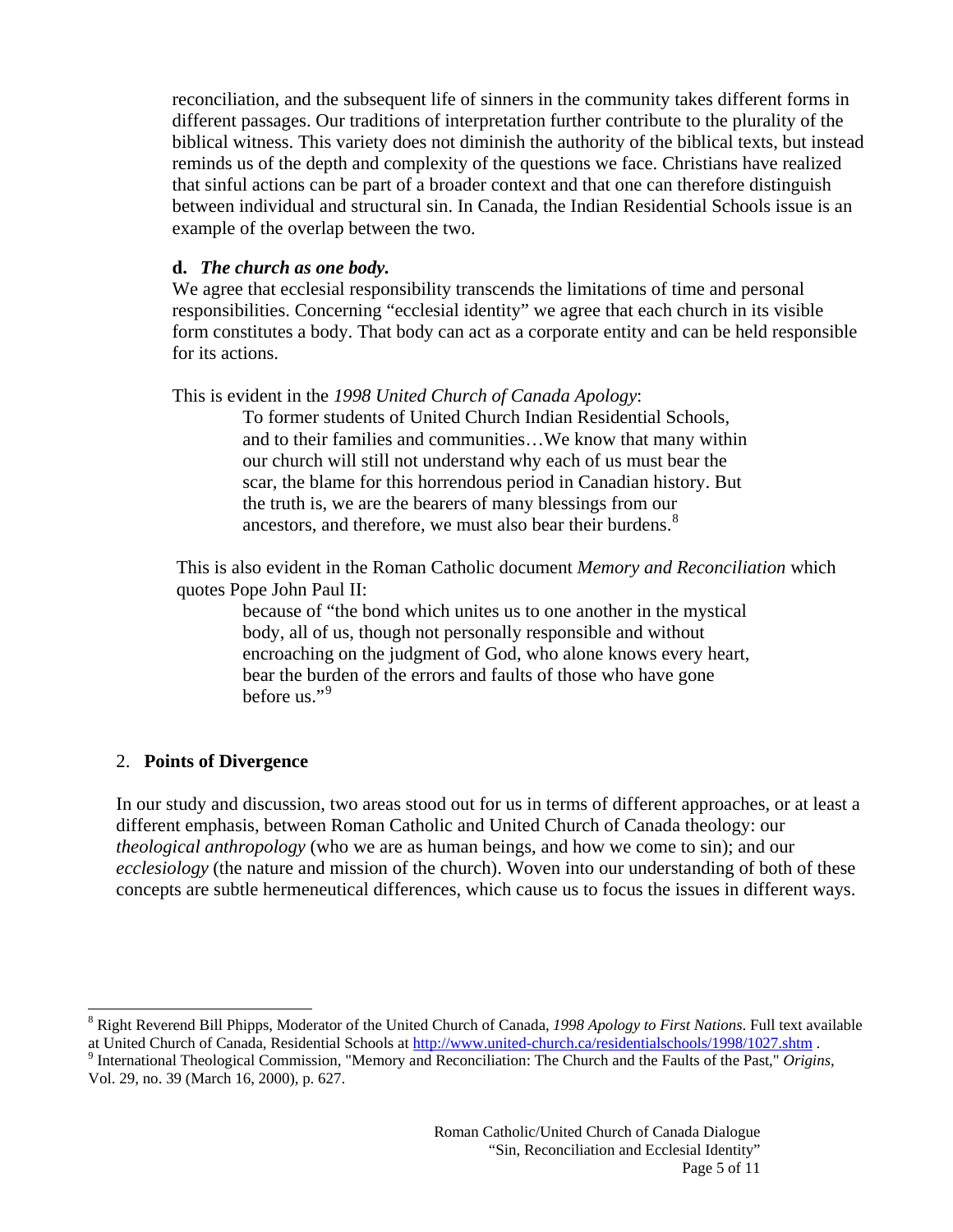reconciliation, and the subsequent life of sinners in the community takes different forms in different passages. Our traditions of interpretation further contribute to the plurality of the biblical witness. This variety does not diminish the authority of the biblical texts, but instead reminds us of the depth and complexity of the questions we face. Christians have realized that sinful actions can be part of a broader context and that one can therefore distinguish between individual and structural sin. In Canada, the Indian Residential Schools issue is an example of the overlap between the two.

**d.** ***The church as one body.***

We agree that ecclesial responsibility transcends the limitations of time and personal responsibilities. Concerning "ecclesial identity" we agree that each church in its visible form constitutes a body. That body can act as a corporate entity and can be held responsible for its actions.

This is evident in the *1998 United Church of Canada Apology*:

> To former students of United Church Indian Residential Schools, and to their families and communities…We know that many within our church will still not understand why each of us must bear the scar, the blame for this horrendous period in Canadian history. But the truth is, we are the bearers of many blessings from our ancestors, and therefore, we must also bear their burdens.[8]

This is also evident in the Roman Catholic document *Memory and Reconciliation* which quotes Pope John Paul II:

> because of "the bond which unites us to one another in the mystical body, all of us, though not personally responsible and without encroaching on the judgment of God, who alone knows every heart, bear the burden of the errors and faults of those who have gone before us."[9]

## 2. Points of Divergence

In our study and discussion, two areas stood out for us in terms of different approaches, or at least a different emphasis, between Roman Catholic and United Church of Canada theology: our *theological anthropology* (who we are as human beings, and how we come to sin); and our *ecclesiology* (the nature and mission of the church). Woven into our understanding of both of these concepts are subtle hermeneutical differences, which cause us to focus the issues in different ways.

---

[8] Right Reverend Bill Phipps, Moderator of the United Church of Canada, *1998 Apology to First Nations*. Full text available at United Church of Canada, Residential Schools at http://www.united-church.ca/residentialschools/1998/1027.shtm .

[9] International Theological Commission, "Memory and Reconciliation: The Church and the Faults of the Past," *Origins*, Vol. 29, no. 39 (March 16, 2000), p. 627.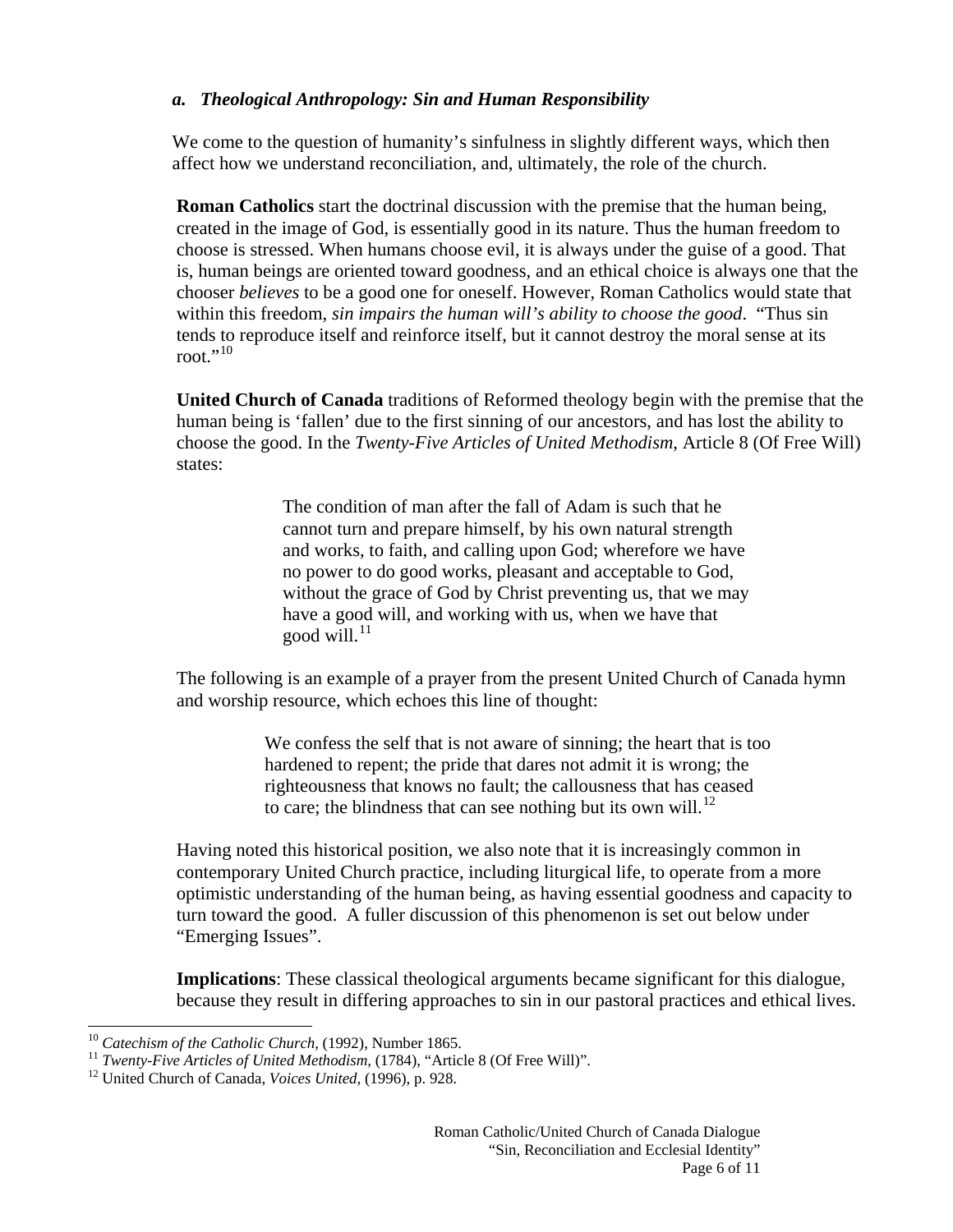### *a. Theological Anthropology: Sin and Human Responsibility*

We come to the question of humanity's sinfulness in slightly different ways, which then affect how we understand reconciliation, and, ultimately, the role of the church.

**Roman Catholics** start the doctrinal discussion with the premise that the human being, created in the image of God, is essentially good in its nature. Thus the human freedom to choose is stressed. When humans choose evil, it is always under the guise of a good. That is, human beings are oriented toward goodness, and an ethical choice is always one that the chooser *believes* to be a good one for oneself. However, Roman Catholics would state that within this freedom, *sin impairs the human will's ability to choose the good*. "Thus sin tends to reproduce itself and reinforce itself, but it cannot destroy the moral sense at its root."[10]

**United Church of Canada** traditions of Reformed theology begin with the premise that the human being is 'fallen' due to the first sinning of our ancestors, and has lost the ability to choose the good. In the *Twenty-Five Articles of United Methodism,* Article 8 (Of Free Will) states:

> The condition of man after the fall of Adam is such that he cannot turn and prepare himself, by his own natural strength and works, to faith, and calling upon God; wherefore we have no power to do good works, pleasant and acceptable to God, without the grace of God by Christ preventing us, that we may have a good will, and working with us, when we have that good will.[11]

The following is an example of a prayer from the present United Church of Canada hymn and worship resource, which echoes this line of thought:

> We confess the self that is not aware of sinning; the heart that is too hardened to repent; the pride that dares not admit it is wrong; the righteousness that knows no fault; the callousness that has ceased to care; the blindness that can see nothing but its own will.[12]

Having noted this historical position, we also note that it is increasingly common in contemporary United Church practice, including liturgical life, to operate from a more optimistic understanding of the human being, as having essential goodness and capacity to turn toward the good. A fuller discussion of this phenomenon is set out below under "Emerging Issues".

**Implications**: These classical theological arguments became significant for this dialogue, because they result in differing approaches to sin in our pastoral practices and ethical lives.

---

[10] *Catechism of the Catholic Church,* (1992), Number 1865.

[11] *Twenty-Five Articles of United Methodism,* (1784), "Article 8 (Of Free Will)".

[12] United Church of Canada, *Voices United,* (1996), p. 928.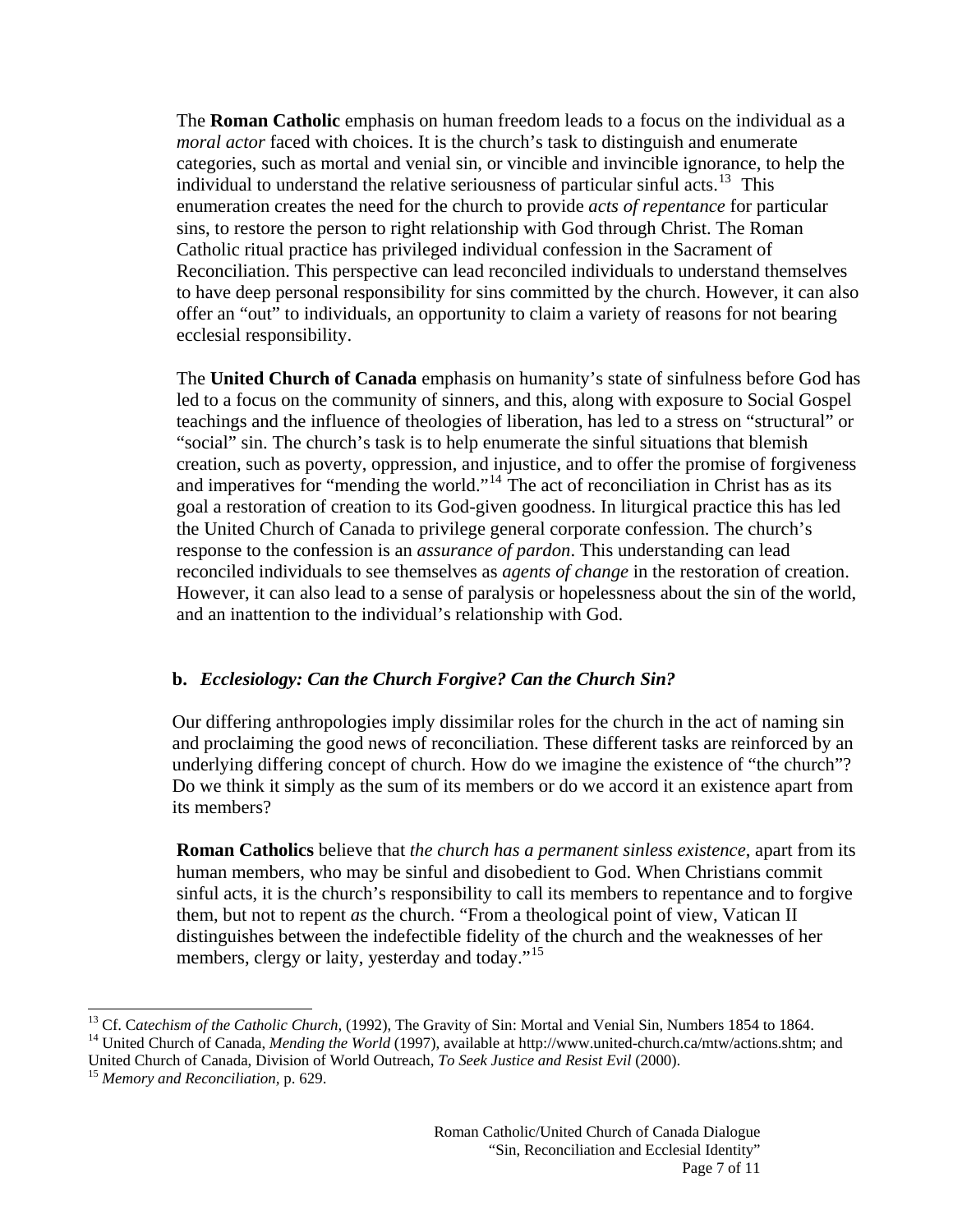The **Roman Catholic** emphasis on human freedom leads to a focus on the individual as a *moral actor* faced with choices. It is the church's task to distinguish and enumerate categories, such as mortal and venial sin, or vincible and invincible ignorance, to help the individual to understand the relative seriousness of particular sinful acts.[13] This enumeration creates the need for the church to provide *acts of repentance* for particular sins, to restore the person to right relationship with God through Christ. The Roman Catholic ritual practice has privileged individual confession in the Sacrament of Reconciliation. This perspective can lead reconciled individuals to understand themselves to have deep personal responsibility for sins committed by the church. However, it can also offer an "out" to individuals, an opportunity to claim a variety of reasons for not bearing ecclesial responsibility.

The **United Church of Canada** emphasis on humanity's state of sinfulness before God has led to a focus on the community of sinners, and this, along with exposure to Social Gospel teachings and the influence of theologies of liberation, has led to a stress on "structural" or "social" sin. The church's task is to help enumerate the sinful situations that blemish creation, such as poverty, oppression, and injustice, and to offer the promise of forgiveness and imperatives for "mending the world."[14] The act of reconciliation in Christ has as its goal a restoration of creation to its God-given goodness. In liturgical practice this has led the United Church of Canada to privilege general corporate confession. The church's response to the confession is an *assurance of pardon*. This understanding can lead reconciled individuals to see themselves as *agents of change* in the restoration of creation. However, it can also lead to a sense of paralysis or hopelessness about the sin of the world, and an inattention to the individual's relationship with God.

### b. *Ecclesiology: Can the Church Forgive? Can the Church Sin?*

Our differing anthropologies imply dissimilar roles for the church in the act of naming sin and proclaiming the good news of reconciliation. These different tasks are reinforced by an underlying differing concept of church. How do we imagine the existence of "the church"? Do we think it simply as the sum of its members or do we accord it an existence apart from its members?

**Roman Catholics** believe that *the church has a permanent sinless existence*, apart from its human members, who may be sinful and disobedient to God. When Christians commit sinful acts, it is the church's responsibility to call its members to repentance and to forgive them, but not to repent *as* the church. "From a theological point of view, Vatican II distinguishes between the indefectible fidelity of the church and the weaknesses of her members, clergy or laity, yesterday and today."[15]

---

[13] Cf. C*atechism of the Catholic Church,* (1992), The Gravity of Sin: Mortal and Venial Sin, Numbers 1854 to 1864.

[14] United Church of Canada, *Mending the World* (1997), available at http://www.united-church.ca/mtw/actions.shtm; and United Church of Canada, Division of World Outreach, *To Seek Justice and Resist Evil* (2000).

[15] *Memory and Reconciliation,* p. 629.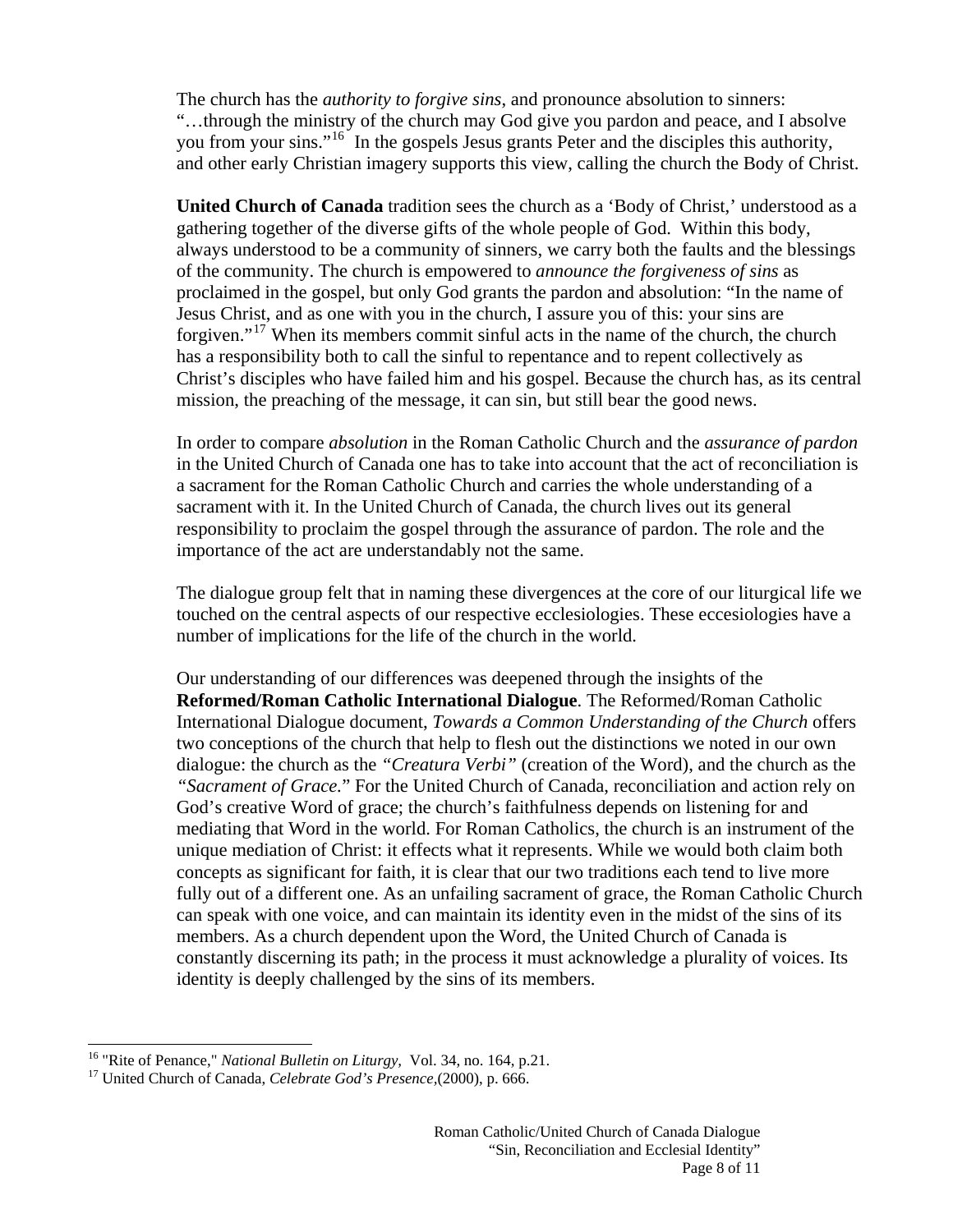The church has the *authority to forgive sins*, and pronounce absolution to sinners: "…through the ministry of the church may God give you pardon and peace, and I absolve you from your sins."[16] In the gospels Jesus grants Peter and the disciples this authority, and other early Christian imagery supports this view, calling the church the Body of Christ.

**United Church of Canada** tradition sees the church as a 'Body of Christ,' understood as a gathering together of the diverse gifts of the whole people of God. Within this body, always understood to be a community of sinners, we carry both the faults and the blessings of the community. The church is empowered to *announce the forgiveness of sins* as proclaimed in the gospel, but only God grants the pardon and absolution: "In the name of Jesus Christ, and as one with you in the church, I assure you of this: your sins are forgiven."[17] When its members commit sinful acts in the name of the church, the church has a responsibility both to call the sinful to repentance and to repent collectively as Christ's disciples who have failed him and his gospel. Because the church has, as its central mission, the preaching of the message, it can sin, but still bear the good news.

In order to compare *absolution* in the Roman Catholic Church and the *assurance of pardon* in the United Church of Canada one has to take into account that the act of reconciliation is a sacrament for the Roman Catholic Church and carries the whole understanding of a sacrament with it. In the United Church of Canada, the church lives out its general responsibility to proclaim the gospel through the assurance of pardon. The role and the importance of the act are understandably not the same.

The dialogue group felt that in naming these divergences at the core of our liturgical life we touched on the central aspects of our respective ecclesiologies. These eccesiologies have a number of implications for the life of the church in the world.

Our understanding of our differences was deepened through the insights of the **Reformed/Roman Catholic International Dialogue**. The Reformed/Roman Catholic International Dialogue document, *Towards a Common Understanding of the Church* offers two conceptions of the church that help to flesh out the distinctions we noted in our own dialogue: the church as the *"Creatura Verbi"* (creation of the Word), and the church as the *"Sacrament of Grace*." For the United Church of Canada, reconciliation and action rely on God's creative Word of grace; the church's faithfulness depends on listening for and mediating that Word in the world. For Roman Catholics, the church is an instrument of the unique mediation of Christ: it effects what it represents. While we would both claim both concepts as significant for faith, it is clear that our two traditions each tend to live more fully out of a different one. As an unfailing sacrament of grace, the Roman Catholic Church can speak with one voice, and can maintain its identity even in the midst of the sins of its members. As a church dependent upon the Word, the United Church of Canada is constantly discerning its path; in the process it must acknowledge a plurality of voices. Its identity is deeply challenged by the sins of its members.

---

[16] "Rite of Penance," *National Bulletin on Liturgy,* Vol. 34, no. 164, p.21.

[17] United Church of Canada, *Celebrate God's Presence*,(2000), p. 666.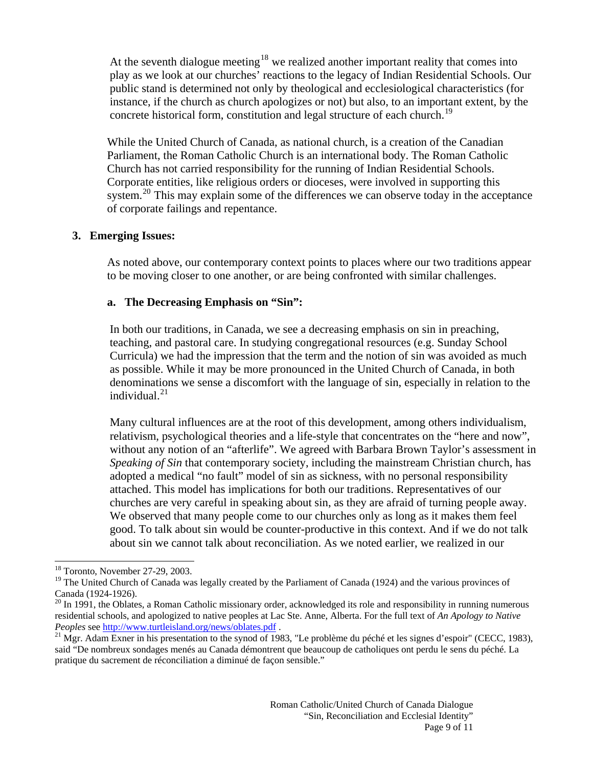At the seventh dialogue meeting[18] we realized another important reality that comes into play as we look at our churches' reactions to the legacy of Indian Residential Schools. Our public stand is determined not only by theological and ecclesiological characteristics (for instance, if the church as church apologizes or not) but also, to an important extent, by the concrete historical form, constitution and legal structure of each church.[19]

While the United Church of Canada, as national church, is a creation of the Canadian Parliament, the Roman Catholic Church is an international body. The Roman Catholic Church has not carried responsibility for the running of Indian Residential Schools. Corporate entities, like religious orders or dioceses, were involved in supporting this system.[20] This may explain some of the differences we can observe today in the acceptance of corporate failings and repentance.

## 3. Emerging Issues:

As noted above, our contemporary context points to places where our two traditions appear to be moving closer to one another, or are being confronted with similar challenges.

### a. The Decreasing Emphasis on "Sin":

In both our traditions, in Canada, we see a decreasing emphasis on sin in preaching, teaching, and pastoral care. In studying congregational resources (e.g. Sunday School Curricula) we had the impression that the term and the notion of sin was avoided as much as possible. While it may be more pronounced in the United Church of Canada, in both denominations we sense a discomfort with the language of sin, especially in relation to the individual.[21]

Many cultural influences are at the root of this development, among others individualism, relativism, psychological theories and a life-style that concentrates on the "here and now", without any notion of an "afterlife". We agreed with Barbara Brown Taylor's assessment in *Speaking of Sin* that contemporary society, including the mainstream Christian church, has adopted a medical "no fault" model of sin as sickness, with no personal responsibility attached. This model has implications for both our traditions. Representatives of our churches are very careful in speaking about sin, as they are afraid of turning people away. We observed that many people come to our churches only as long as it makes them feel good. To talk about sin would be counter-productive in this context. And if we do not talk about sin we cannot talk about reconciliation. As we noted earlier, we realized in our

---

[18] Toronto, November 27-29, 2003.

[19] The United Church of Canada was legally created by the Parliament of Canada (1924) and the various provinces of Canada (1924-1926).

[20] In 1991, the Oblates, a Roman Catholic missionary order, acknowledged its role and responsibility in running numerous residential schools, and apologized to native peoples at Lac Ste. Anne, Alberta. For the full text of *An Apology to Native Peoples* see http://www.turtleisland.org/news/oblates.pdf .

[21] Mgr. Adam Exner in his presentation to the synod of 1983, "Le problème du péché et les signes d'espoir" (CECC, 1983), said "De nombreux sondages menés au Canada démontrent que beaucoup de catholiques ont perdu le sens du péché. La pratique du sacrement de réconciliation a diminué de façon sensible."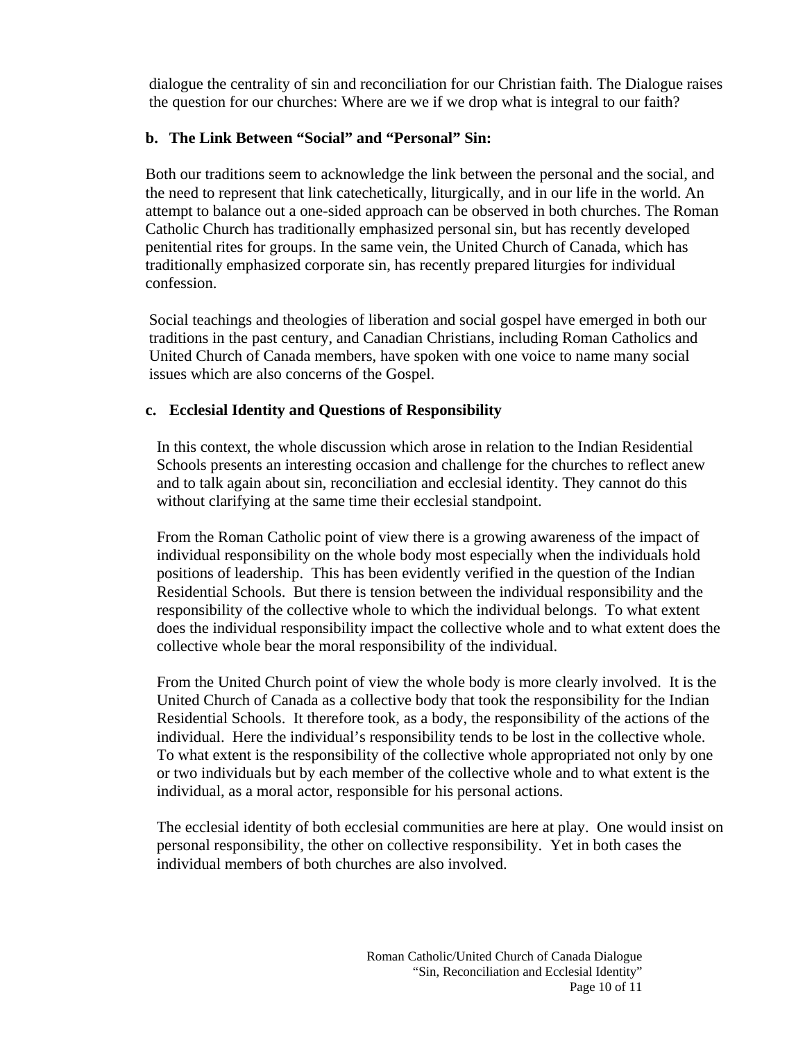dialogue the centrality of sin and reconciliation for our Christian faith. The Dialogue raises the question for our churches: Where are we if we drop what is integral to our faith?

### b. The Link Between "Social" and "Personal" Sin:

Both our traditions seem to acknowledge the link between the personal and the social, and the need to represent that link catechetically, liturgically, and in our life in the world. An attempt to balance out a one-sided approach can be observed in both churches. The Roman Catholic Church has traditionally emphasized personal sin, but has recently developed penitential rites for groups. In the same vein, the United Church of Canada, which has traditionally emphasized corporate sin, has recently prepared liturgies for individual confession.

Social teachings and theologies of liberation and social gospel have emerged in both our traditions in the past century, and Canadian Christians, including Roman Catholics and United Church of Canada members, have spoken with one voice to name many social issues which are also concerns of the Gospel.

### c. Ecclesial Identity and Questions of Responsibility

In this context, the whole discussion which arose in relation to the Indian Residential Schools presents an interesting occasion and challenge for the churches to reflect anew and to talk again about sin, reconciliation and ecclesial identity. They cannot do this without clarifying at the same time their ecclesial standpoint.

From the Roman Catholic point of view there is a growing awareness of the impact of individual responsibility on the whole body most especially when the individuals hold positions of leadership. This has been evidently verified in the question of the Indian Residential Schools. But there is tension between the individual responsibility and the responsibility of the collective whole to which the individual belongs. To what extent does the individual responsibility impact the collective whole and to what extent does the collective whole bear the moral responsibility of the individual.

From the United Church point of view the whole body is more clearly involved. It is the United Church of Canada as a collective body that took the responsibility for the Indian Residential Schools. It therefore took, as a body, the responsibility of the actions of the individual. Here the individual's responsibility tends to be lost in the collective whole. To what extent is the responsibility of the collective whole appropriated not only by one or two individuals but by each member of the collective whole and to what extent is the individual, as a moral actor, responsible for his personal actions.

The ecclesial identity of both ecclesial communities are here at play. One would insist on personal responsibility, the other on collective responsibility. Yet in both cases the individual members of both churches are also involved.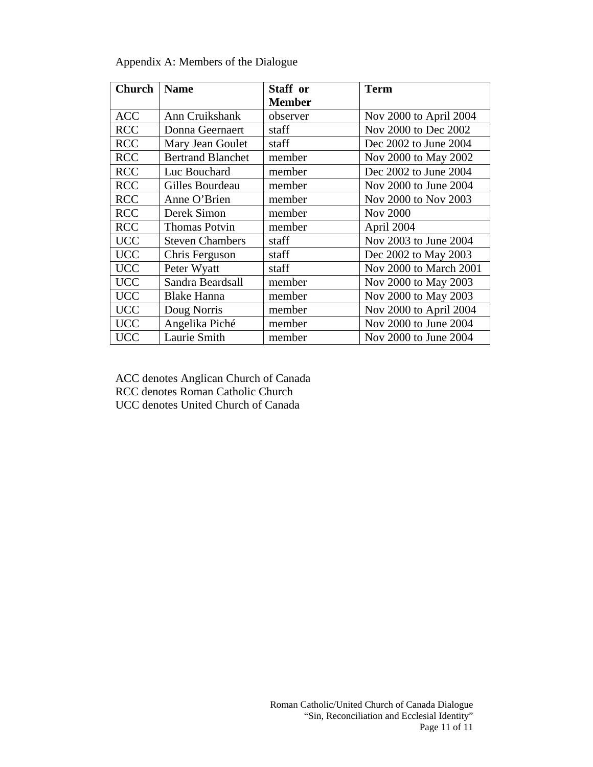Appendix A: Members of the Dialogue

| Church | Name | Staff or Member | Term |
|---|---|---|---|
| ACC | Ann Cruikshank | observer | Nov 2000 to April 2004 |
| RCC | Donna Geernaert | staff | Nov 2000 to Dec 2002 |
| RCC | Mary Jean Goulet | staff | Dec 2002 to June 2004 |
| RCC | Bertrand Blanchet | member | Nov 2000 to May 2002 |
| RCC | Luc Bouchard | member | Dec 2002 to June 2004 |
| RCC | Gilles Bourdeau | member | Nov 2000 to June 2004 |
| RCC | Anne O’Brien | member | Nov 2000 to Nov 2003 |
| RCC | Derek Simon | member | Nov 2000 |
| RCC | Thomas Potvin | member | April 2004 |
| UCC | Steven Chambers | staff | Nov 2003 to June 2004 |
| UCC | Chris Ferguson | staff | Dec 2002 to May 2003 |
| UCC | Peter Wyatt | staff | Nov 2000 to March 2001 |
| UCC | Sandra Beardsall | member | Nov 2000 to May 2003 |
| UCC | Blake Hanna | member | Nov 2000 to May 2003 |
| UCC | Doug Norris | member | Nov 2000 to April 2004 |
| UCC | Angelika Piché | member | Nov 2000 to June 2004 |
| UCC | Laurie Smith | member | Nov 2000 to June 2004 |

ACC denotes Anglican Church of Canada
RCC denotes Roman Catholic Church
UCC denotes United Church of Canada